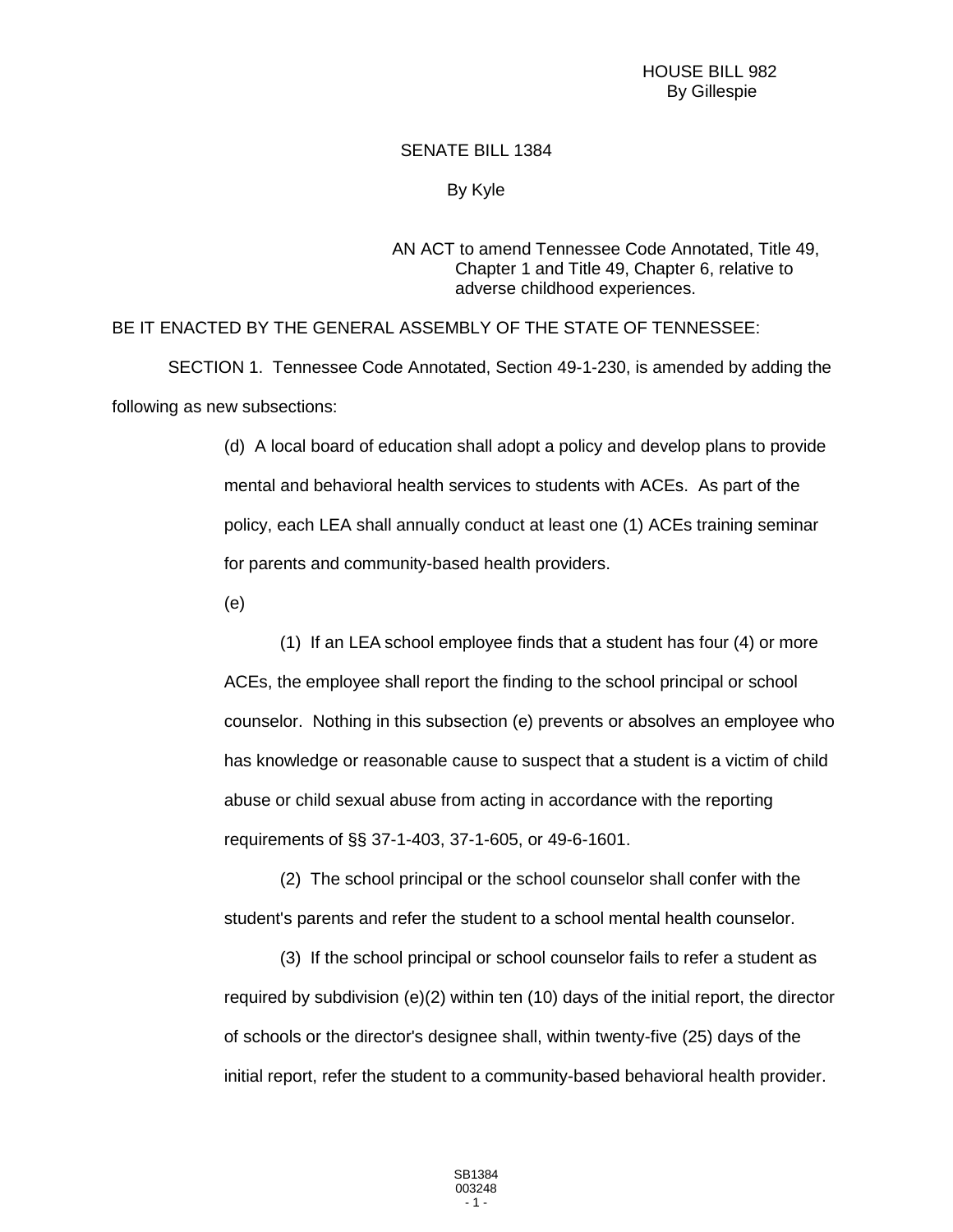HOUSE BILL 982
By Gillespie

SENATE BILL 1384

By Kyle

AN ACT to amend Tennessee Code Annotated, Title 49, Chapter 1 and Title 49, Chapter 6, relative to adverse childhood experiences.

BE IT ENACTED BY THE GENERAL ASSEMBLY OF THE STATE OF TENNESSEE:

SECTION 1. Tennessee Code Annotated, Section 49-1-230, is amended by adding the following as new subsections:

(d) A local board of education shall adopt a policy and develop plans to provide mental and behavioral health services to students with ACEs. As part of the policy, each LEA shall annually conduct at least one (1) ACEs training seminar for parents and community-based health providers.

(e)

(1) If an LEA school employee finds that a student has four (4) or more ACEs, the employee shall report the finding to the school principal or school counselor. Nothing in this subsection (e) prevents or absolves an employee who has knowledge or reasonable cause to suspect that a student is a victim of child abuse or child sexual abuse from acting in accordance with the reporting requirements of §§ 37-1-403, 37-1-605, or 49-6-1601.

(2) The school principal or the school counselor shall confer with the student's parents and refer the student to a school mental health counselor.

(3) If the school principal or school counselor fails to refer a student as required by subdivision (e)(2) within ten (10) days of the initial report, the director of schools or the director's designee shall, within twenty-five (25) days of the initial report, refer the student to a community-based behavioral health provider.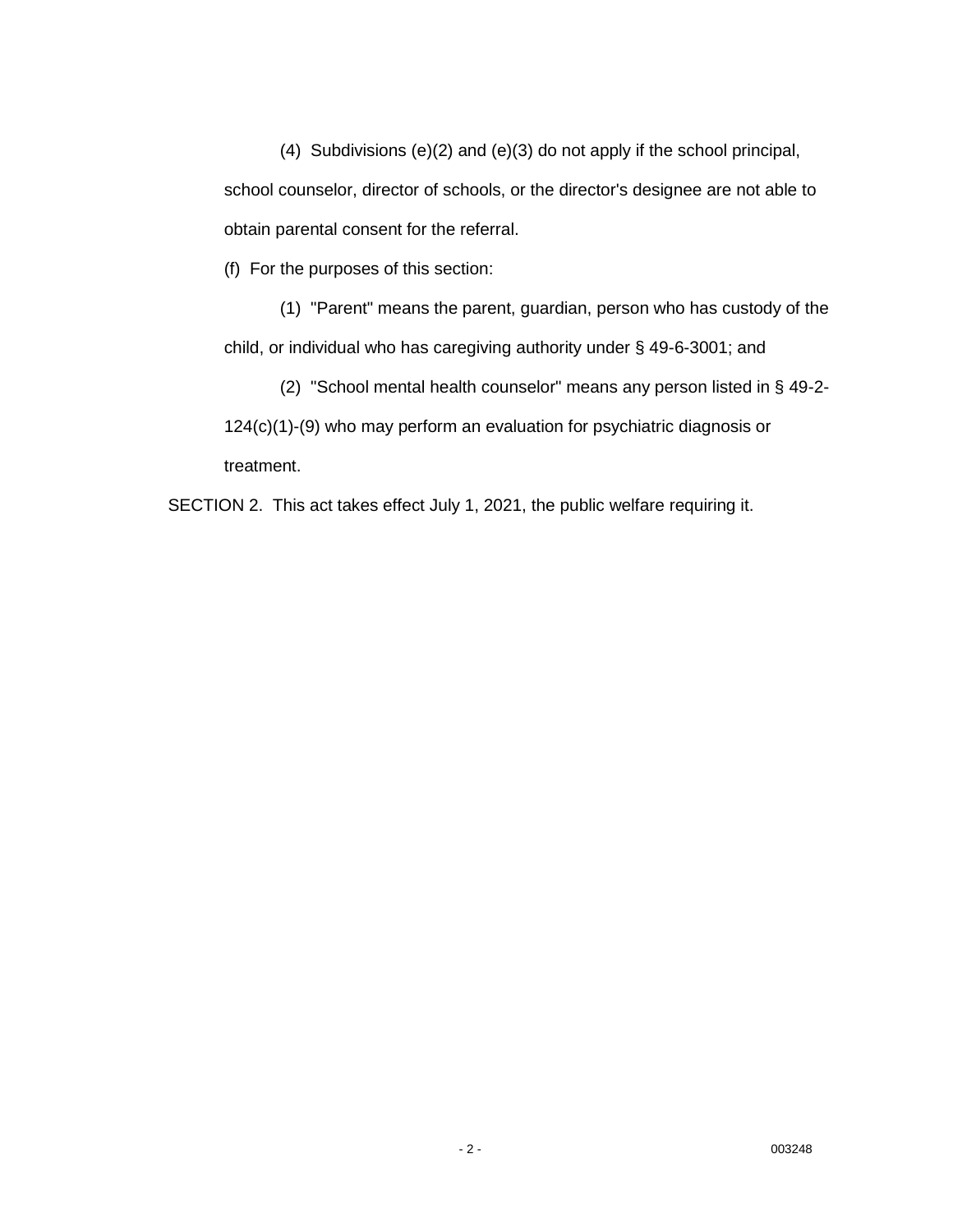(4) Subdivisions (e)(2) and (e)(3) do not apply if the school principal, school counselor, director of schools, or the director's designee are not able to obtain parental consent for the referral.

(f) For the purposes of this section:

(1) "Parent" means the parent, guardian, person who has custody of the child, or individual who has caregiving authority under § 49-6-3001; and

(2) "School mental health counselor" means any person listed in § 49-2-124(c)(1)-(9) who may perform an evaluation for psychiatric diagnosis or treatment.

SECTION 2. This act takes effect July 1, 2021, the public welfare requiring it.

003248